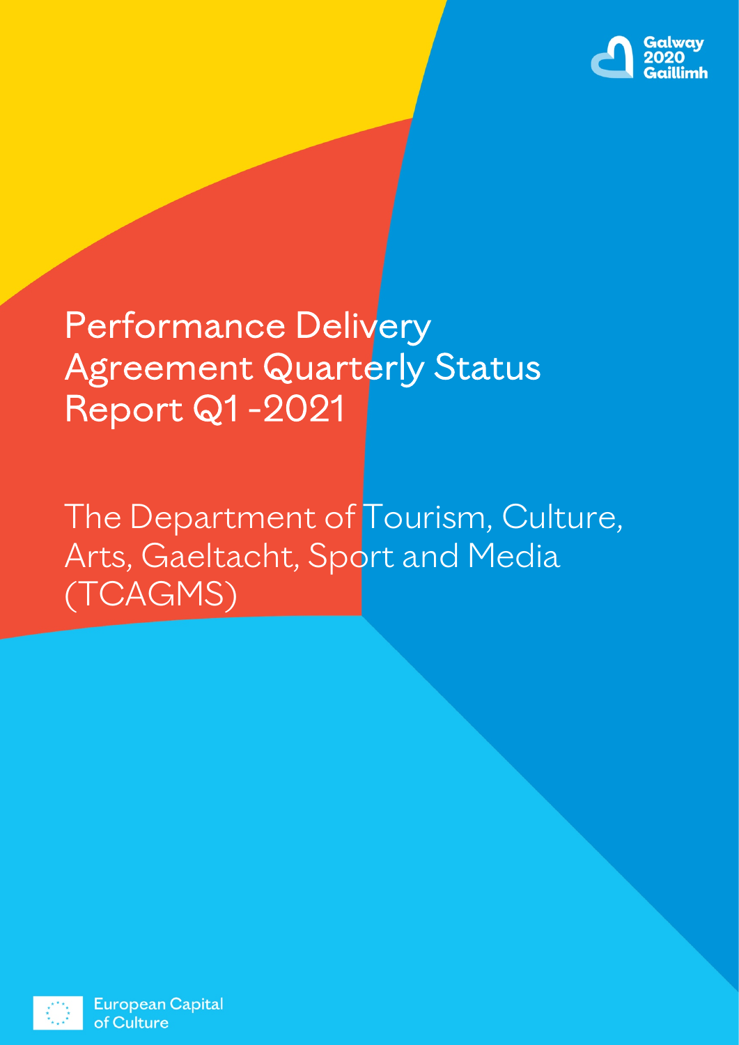Galway 2020 Gaillimh

# Performance Delivery Agreement Quarterly Status Report Q1 -2021

## The Department of Tourism, Culture, Arts, Gaeltacht, Sport and Media (TCAGMS)

European Capital of Culture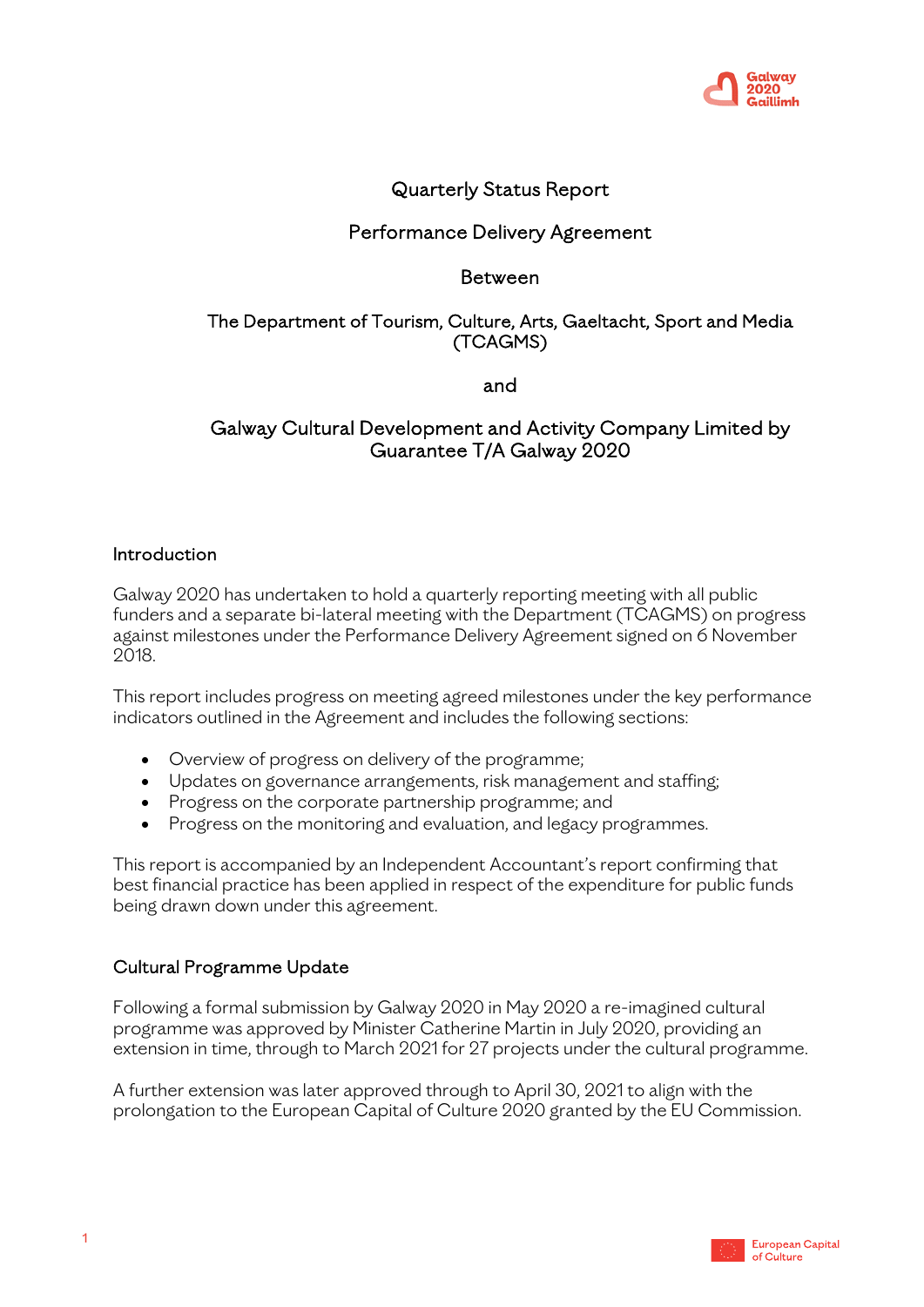Quarterly Status Report

Performance Delivery Agreement

Between

The Department of Tourism, Culture, Arts, Gaeltacht, Sport and Media (TCAGMS)

and

Galway Cultural Development and Activity Company Limited by Guarantee T/A Galway 2020

## Introduction

Galway 2020 has undertaken to hold a quarterly reporting meeting with all public funders and a separate bi-lateral meeting with the Department (TCAGMS) on progress against milestones under the Performance Delivery Agreement signed on 6 November 2018.

This report includes progress on meeting agreed milestones under the key performance indicators outlined in the Agreement and includes the following sections:

- Overview of progress on delivery of the programme;
- Updates on governance arrangements, risk management and staffing;
- Progress on the corporate partnership programme; and
- Progress on the monitoring and evaluation, and legacy programmes.

This report is accompanied by an Independent Accountant's report confirming that best financial practice has been applied in respect of the expenditure for public funds being drawn down under this agreement.

## Cultural Programme Update

Following a formal submission by Galway 2020 in May 2020 a re-imagined cultural programme was approved by Minister Catherine Martin in July 2020, providing an extension in time, through to March 2021 for 27 projects under the cultural programme.

A further extension was later approved through to April 30, 2021 to align with the prolongation to the European Capital of Culture 2020 granted by the EU Commission.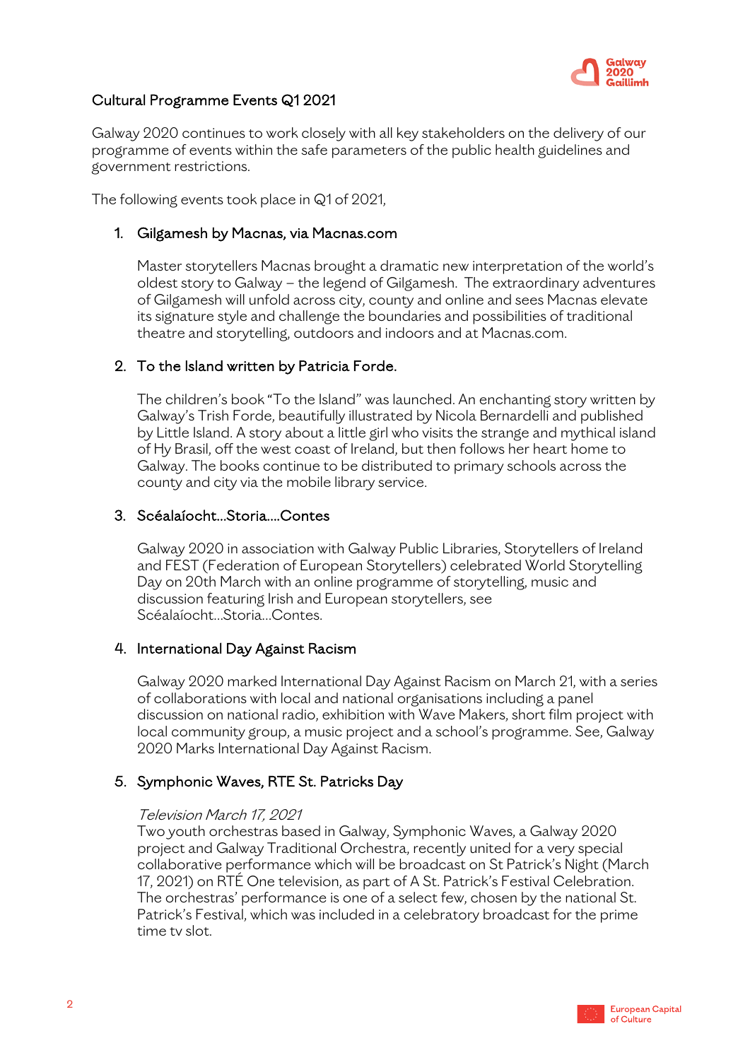## Cultural Programme Events Q1 2021

Galway 2020 continues to work closely with all key stakeholders on the delivery of our programme of events within the safe parameters of the public health guidelines and government restrictions.

The following events took place in Q1 of 2021,

### 1. Gilgamesh by Macnas, via Macnas.com

Master storytellers Macnas brought a dramatic new interpretation of the world's oldest story to Galway – the legend of Gilgamesh. The extraordinary adventures of Gilgamesh will unfold across city, county and online and sees Macnas elevate its signature style and challenge the boundaries and possibilities of traditional theatre and storytelling, outdoors and indoors and at Macnas.com.

### 2. To the Island written by Patricia Forde.

The children's book "To the Island" was launched. An enchanting story written by Galway's Trish Forde, beautifully illustrated by Nicola Bernardelli and published by Little Island. A story about a little girl who visits the strange and mythical island of Hy Brasil, off the west coast of Ireland, but then follows her heart home to Galway. The books continue to be distributed to primary schools across the county and city via the mobile library service.

### 3. Scéalaíocht…Storia….Contes

Galway 2020 in association with Galway Public Libraries, Storytellers of Ireland and FEST (Federation of European Storytellers) celebrated World Storytelling Day on 20th March with an online programme of storytelling, music and discussion featuring Irish and European storytellers, see Scéalaíocht…Storia…Contes.

### 4. International Day Against Racism

Galway 2020 marked International Day Against Racism on March 21, with a series of collaborations with local and national organisations including a panel discussion on national radio, exhibition with Wave Makers, short film project with local community group, a music project and a school's programme. See, Galway 2020 Marks International Day Against Racism.

### 5. Symphonic Waves, RTE St. Patricks Day

*Television March 17, 2021*

Two youth orchestras based in Galway, Symphonic Waves, a Galway 2020 project and Galway Traditional Orchestra, recently united for a very special collaborative performance which will be broadcast on St Patrick's Night (March 17, 2021) on RTÉ One television, as part of A St. Patrick's Festival Celebration. The orchestras' performance is one of a select few, chosen by the national St. Patrick's Festival, which was included in a celebratory broadcast for the prime time tv slot.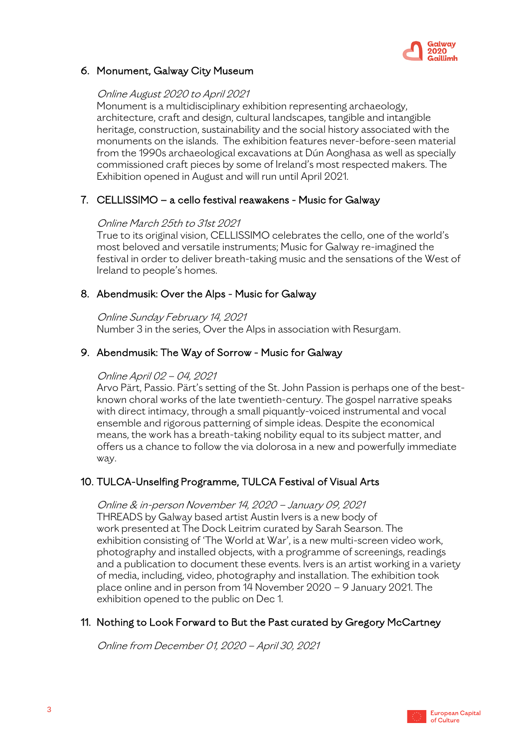6. Monument, Galway City Museum

   *Online August 2020 to April 2021*
   Monument is a multidisciplinary exhibition representing archaeology, architecture, craft and design, cultural landscapes, tangible and intangible heritage, construction, sustainability and the social history associated with the monuments on the islands. The exhibition features never-before-seen material from the 1990s archaeological excavations at Dún Aonghasa as well as specially commissioned craft pieces by some of Ireland's most respected makers. The Exhibition opened in August and will run until April 2021.

7. CELLISSIMO – a cello festival reawakens - Music for Galway

   *Online March 25th to 31st 2021*
   True to its original vision, CELLISSIMO celebrates the cello, one of the world's most beloved and versatile instruments; Music for Galway re-imagined the festival in order to deliver breath-taking music and the sensations of the West of Ireland to people's homes.

8. Abendmusik: Over the Alps - Music for Galway

   *Online Sunday February 14, 2021*
   Number 3 in the series, Over the Alps in association with Resurgam.

9. Abendmusik: The Way of Sorrow - Music for Galway

   *Online April 02 – 04, 2021*
   Arvo Pärt, Passio. Pärt's setting of the St. John Passion is perhaps one of the best-known choral works of the late twentieth-century. The gospel narrative speaks with direct intimacy, through a small piquantly-voiced instrumental and vocal ensemble and rigorous patterning of simple ideas. Despite the economical means, the work has a breath-taking nobility equal to its subject matter, and offers us a chance to follow the via dolorosa in a new and powerfully immediate way.

10. TULCA-Unselfing Programme, TULCA Festival of Visual Arts

    *Online & in-person November 14, 2020 – January 09, 2021*
    THREADS by Galway based artist Austin Ivers is a new body of work presented at The Dock Leitrim curated by Sarah Searson. The exhibition consisting of 'The World at War', is a new multi-screen video work, photography and installed objects, with a programme of screenings, readings and a publication to document these events. Ivers is an artist working in a variety of media, including, video, photography and installation. The exhibition took place online and in person from 14 November 2020 – 9 January 2021. The exhibition opened to the public on Dec 1.

11. Nothing to Look Forward to But the Past curated by Gregory McCartney

    *Online from December 01, 2020 – April 30, 2021*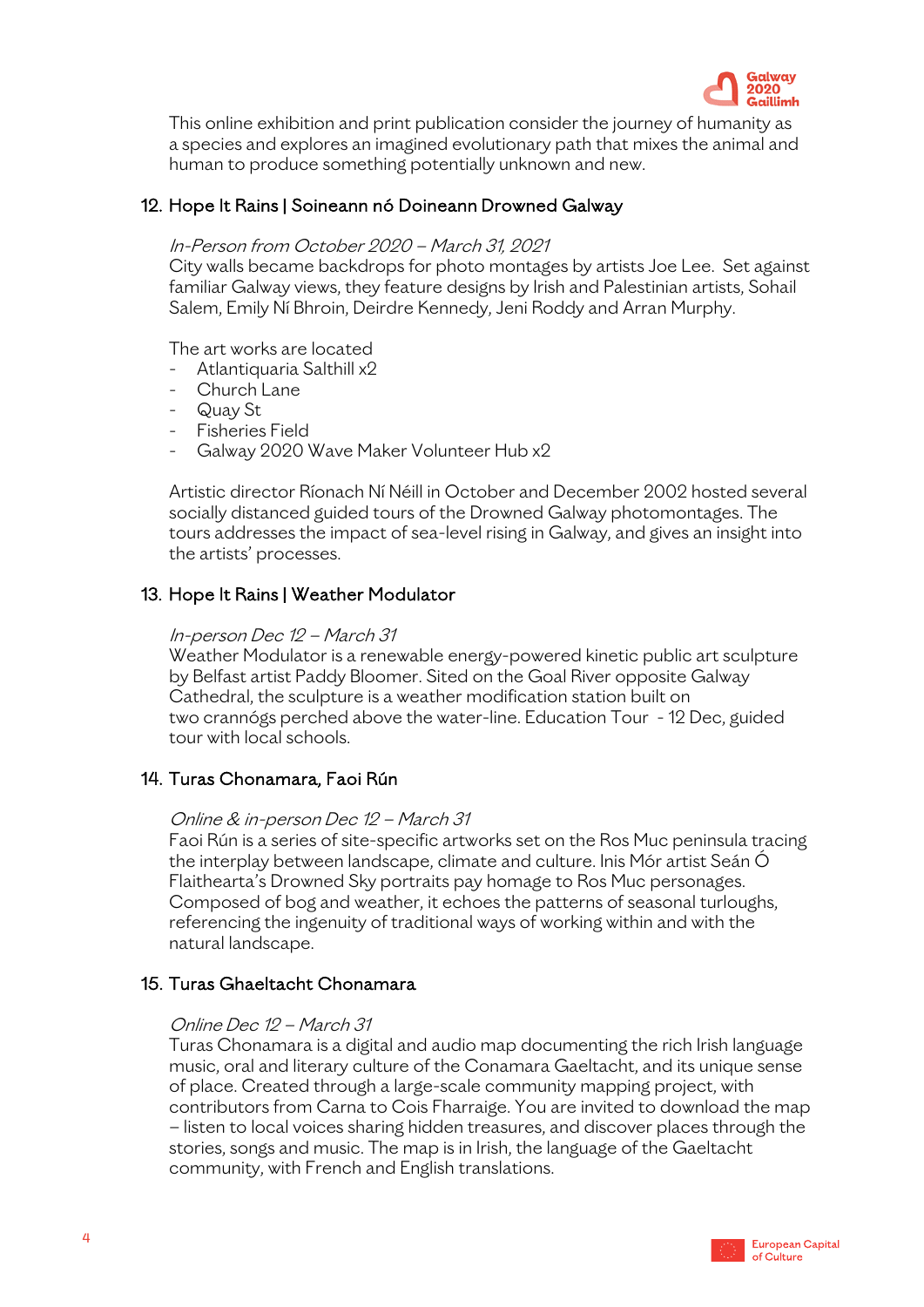This online exhibition and print publication consider the journey of humanity as a species and explores an imagined evolutionary path that mixes the animal and human to produce something potentially unknown and new.

### 12. Hope It Rains | Soineann nó Doineann Drowned Galway

*In-Person from October 2020 – March 31, 2021*
City walls became backdrops for photo montages by artists Joe Lee. Set against familiar Galway views, they feature designs by Irish and Palestinian artists, Sohail Salem, Emily Ní Bhroin, Deirdre Kennedy, Jeni Roddy and Arran Murphy.

The art works are located

- Atlantiquaria Salthill x2
- Church Lane
- Quay St
- Fisheries Field
- Galway 2020 Wave Maker Volunteer Hub x2

Artistic director Ríonach Ní Néill in October and December 2002 hosted several socially distanced guided tours of the Drowned Galway photomontages. The tours addresses the impact of sea-level rising in Galway, and gives an insight into the artists' processes.

### 13. Hope It Rains | Weather Modulator

*In-person Dec 12 – March 31*
Weather Modulator is a renewable energy-powered kinetic public art sculpture by Belfast artist Paddy Bloomer. Sited on the Goal River opposite Galway Cathedral, the sculpture is a weather modification station built on two crannógs perched above the water-line. Education Tour - 12 Dec, guided tour with local schools.

### 14. Turas Chonamara, Faoi Rún

*Online & in-person Dec 12 – March 31*
Faoi Rún is a series of site-specific artworks set on the Ros Muc peninsula tracing the interplay between landscape, climate and culture. Inis Mór artist Seán Ó Flaithearta's Drowned Sky portraits pay homage to Ros Muc personages. Composed of bog and weather, it echoes the patterns of seasonal turloughs, referencing the ingenuity of traditional ways of working within and with the natural landscape.

### 15. Turas Ghaeltacht Chonamara

*Online Dec 12 – March 31*
Turas Chonamara is a digital and audio map documenting the rich Irish language music, oral and literary culture of the Conamara Gaeltacht, and its unique sense of place. Created through a large-scale community mapping project, with contributors from Carna to Cois Fharraige. You are invited to download the map – listen to local voices sharing hidden treasures, and discover places through the stories, songs and music. The map is in Irish, the language of the Gaeltacht community, with French and English translations.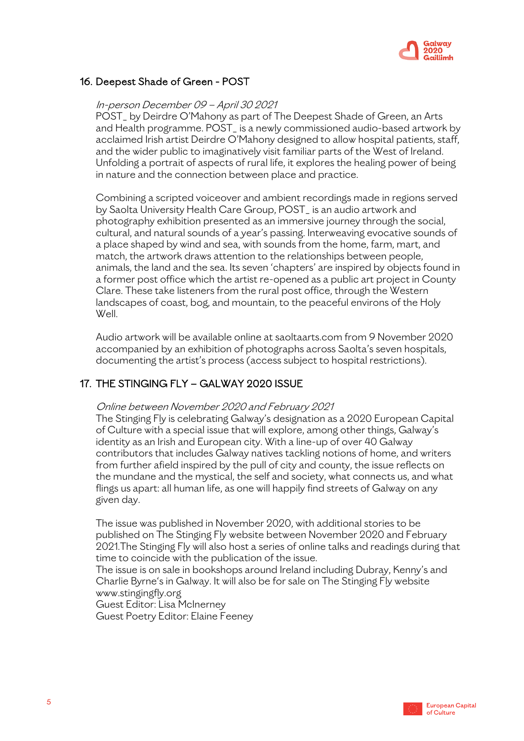## 16. Deepest Shade of Green - POST

*In-person December 09 – April 30 2021*

POST_ by Deirdre O'Mahony as part of The Deepest Shade of Green, an Arts and Health programme. POST_ is a newly commissioned audio-based artwork by acclaimed Irish artist Deirdre O'Mahony designed to allow hospital patients, staff, and the wider public to imaginatively visit familiar parts of the West of Ireland. Unfolding a portrait of aspects of rural life, it explores the healing power of being in nature and the connection between place and practice.

Combining a scripted voiceover and ambient recordings made in regions served by Saolta University Health Care Group, POST_ is an audio artwork and photography exhibition presented as an immersive journey through the social, cultural, and natural sounds of a year's passing. Interweaving evocative sounds of a place shaped by wind and sea, with sounds from the home, farm, mart, and match, the artwork draws attention to the relationships between people, animals, the land and the sea. Its seven 'chapters' are inspired by objects found in a former post office which the artist re-opened as a public art project in County Clare. These take listeners from the rural post office, through the Western landscapes of coast, bog, and mountain, to the peaceful environs of the Holy Well.

Audio artwork will be available online at saoltaarts.com from 9 November 2020 accompanied by an exhibition of photographs across Saolta's seven hospitals, documenting the artist's process (access subject to hospital restrictions).

## 17. THE STINGING FLY – GALWAY 2020 ISSUE

*Online between November 2020 and February 2021*

The Stinging Fly is celebrating Galway's designation as a 2020 European Capital of Culture with a special issue that will explore, among other things, Galway's identity as an Irish and European city. With a line-up of over 40 Galway contributors that includes Galway natives tackling notions of home, and writers from further afield inspired by the pull of city and county, the issue reflects on the mundane and the mystical, the self and society, what connects us, and what flings us apart: all human life, as one will happily find streets of Galway on any given day.

The issue was published in November 2020, with additional stories to be published on The Stinging Fly website between November 2020 and February 2021.The Stinging Fly will also host a series of online talks and readings during that time to coincide with the publication of the issue.
The issue is on sale in bookshops around Ireland including Dubray, Kenny's and Charlie Byrne's in Galway. It will also be for sale on The Stinging Fly website www.stingingfly.org
Guest Editor: Lisa McInerney
Guest Poetry Editor: Elaine Feeney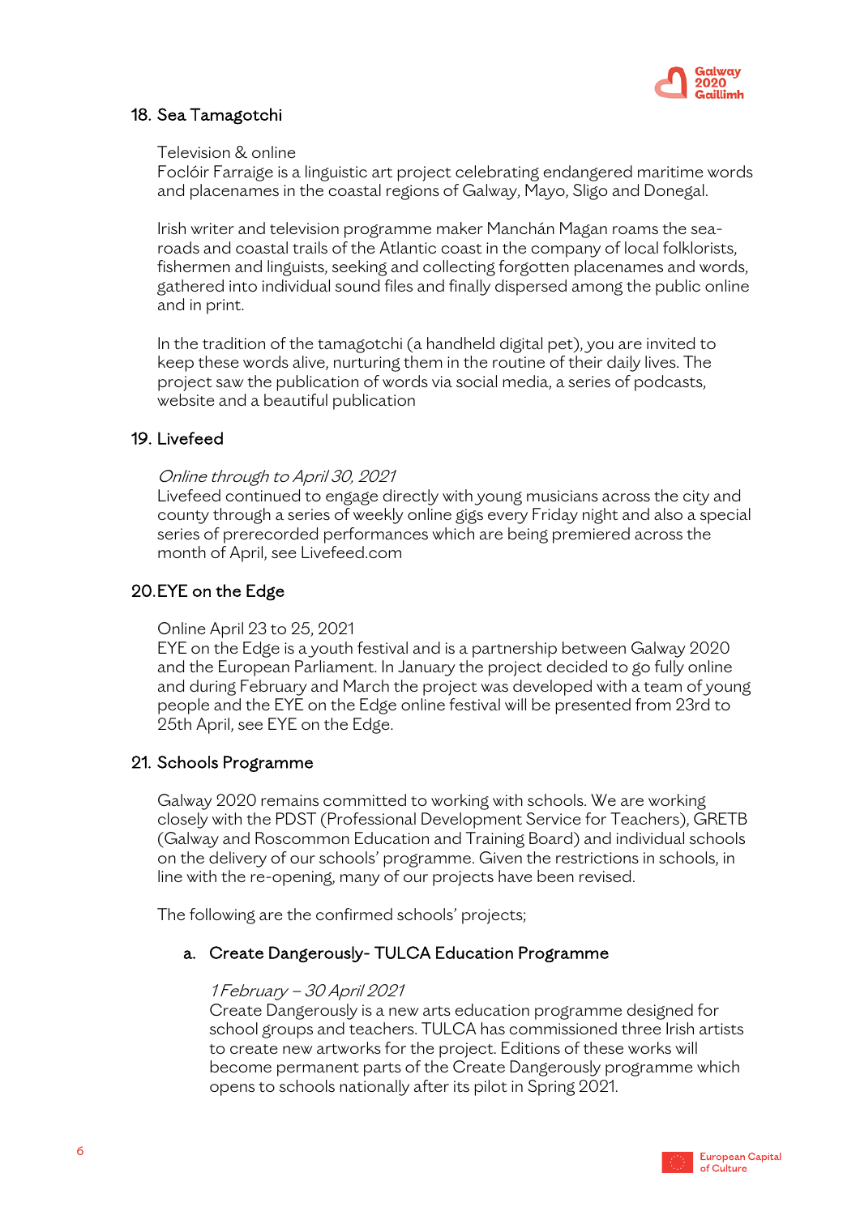## 18. Sea Tamagotchi

Television & online
Foclóir Farraige is a linguistic art project celebrating endangered maritime words and placenames in the coastal regions of Galway, Mayo, Sligo and Donegal.

Irish writer and television programme maker Manchán Magan roams the sea-roads and coastal trails of the Atlantic coast in the company of local folklorists, fishermen and linguists, seeking and collecting forgotten placenames and words, gathered into individual sound files and finally dispersed among the public online and in print.

In the tradition of the tamagotchi (a handheld digital pet), you are invited to keep these words alive, nurturing them in the routine of their daily lives. The project saw the publication of words via social media, a series of podcasts, website and a beautiful publication

## 19. Livefeed

*Online through to April 30, 2021*
Livefeed continued to engage directly with young musicians across the city and county through a series of weekly online gigs every Friday night and also a special series of prerecorded performances which are being premiered across the month of April, see Livefeed.com

## 20. EYE on the Edge

Online April 23 to 25, 2021
EYE on the Edge is a youth festival and is a partnership between Galway 2020 and the European Parliament. In January the project decided to go fully online and during February and March the project was developed with a team of young people and the EYE on the Edge online festival will be presented from 23rd to 25th April, see EYE on the Edge.

## 21. Schools Programme

Galway 2020 remains committed to working with schools. We are working closely with the PDST (Professional Development Service for Teachers), GRETB (Galway and Roscommon Education and Training Board) and individual schools on the delivery of our schools' programme. Given the restrictions in schools, in line with the re-opening, many of our projects have been revised.

The following are the confirmed schools' projects;

### a. Create Dangerously- TULCA Education Programme

*1 February – 30 April 2021*
Create Dangerously is a new arts education programme designed for school groups and teachers. TULCA has commissioned three Irish artists to create new artworks for the project. Editions of these works will become permanent parts of the Create Dangerously programme which opens to schools nationally after its pilot in Spring 2021.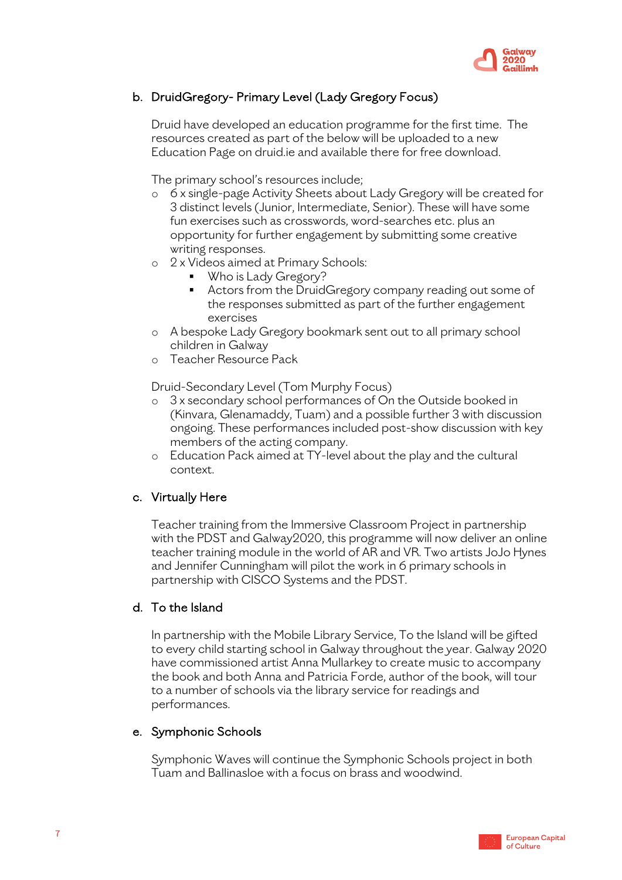### b. DruidGregory- Primary Level (Lady Gregory Focus)

Druid have developed an education programme for the first time. The resources created as part of the below will be uploaded to a new Education Page on druid.ie and available there for free download.

The primary school's resources include;

- 6 x single-page Activity Sheets about Lady Gregory will be created for 3 distinct levels (Junior, Intermediate, Senior). These will have some fun exercises such as crosswords, word-searches etc. plus an opportunity for further engagement by submitting some creative writing responses.
- 2 x Videos aimed at Primary Schools:
  - Who is Lady Gregory?
  - Actors from the DruidGregory company reading out some of the responses submitted as part of the further engagement exercises
- A bespoke Lady Gregory bookmark sent out to all primary school children in Galway
- Teacher Resource Pack

Druid-Secondary Level (Tom Murphy Focus)

- 3 x secondary school performances of On the Outside booked in (Kinvara, Glenamaddy, Tuam) and a possible further 3 with discussion ongoing. These performances included post-show discussion with key members of the acting company.
- Education Pack aimed at TY-level about the play and the cultural context.

### c. Virtually Here

Teacher training from the Immersive Classroom Project in partnership with the PDST and Galway2020, this programme will now deliver an online teacher training module in the world of AR and VR. Two artists JoJo Hynes and Jennifer Cunningham will pilot the work in 6 primary schools in partnership with CISCO Systems and the PDST.

### d. To the Island

In partnership with the Mobile Library Service, To the Island will be gifted to every child starting school in Galway throughout the year. Galway 2020 have commissioned artist Anna Mullarkey to create music to accompany the book and both Anna and Patricia Forde, author of the book, will tour to a number of schools via the library service for readings and performances.

### e. Symphonic Schools

Symphonic Waves will continue the Symphonic Schools project in both Tuam and Ballinasloe with a focus on brass and woodwind.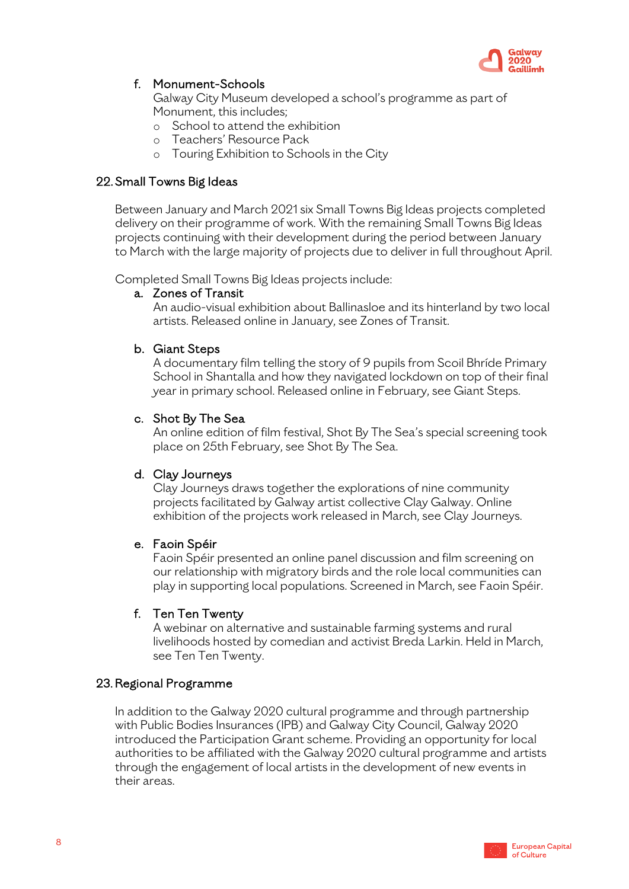f. Monument-Schools
   Galway City Museum developed a school's programme as part of Monument, this includes;
   - School to attend the exhibition
   - Teachers' Resource Pack
   - Touring Exhibition to Schools in the City

## 22. Small Towns Big Ideas

Between January and March 2021 six Small Towns Big Ideas projects completed delivery on their programme of work. With the remaining Small Towns Big Ideas projects continuing with their development during the period between January to March with the large majority of projects due to deliver in full throughout April.

Completed Small Towns Big Ideas projects include:

a. Zones of Transit
   An audio-visual exhibition about Ballinasloe and its hinterland by two local artists. Released online in January, see Zones of Transit.

b. Giant Steps
   A documentary film telling the story of 9 pupils from Scoil Bhríde Primary School in Shantalla and how they navigated lockdown on top of their final year in primary school. Released online in February, see Giant Steps.

c. Shot By The Sea
   An online edition of film festival, Shot By The Sea's special screening took place on 25th February, see Shot By The Sea.

d. Clay Journeys
   Clay Journeys draws together the explorations of nine community projects facilitated by Galway artist collective Clay Galway. Online exhibition of the projects work released in March, see Clay Journeys.

e. Faoin Spéir
   Faoin Spéir presented an online panel discussion and film screening on our relationship with migratory birds and the role local communities can play in supporting local populations. Screened in March, see Faoin Spéir.

f. Ten Ten Twenty
   A webinar on alternative and sustainable farming systems and rural livelihoods hosted by comedian and activist Breda Larkin. Held in March, see Ten Ten Twenty.

## 23. Regional Programme

In addition to the Galway 2020 cultural programme and through partnership with Public Bodies Insurances (IPB) and Galway City Council, Galway 2020 introduced the Participation Grant scheme. Providing an opportunity for local authorities to be affiliated with the Galway 2020 cultural programme and artists through the engagement of local artists in the development of new events in their areas.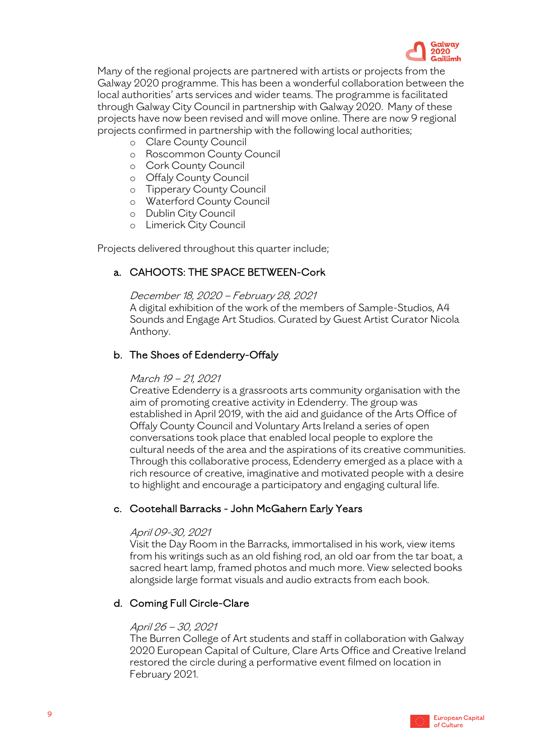Many of the regional projects are partnered with artists or projects from the Galway 2020 programme. This has been a wonderful collaboration between the local authorities' arts services and wider teams. The programme is facilitated through Galway City Council in partnership with Galway 2020. Many of these projects have now been revised and will move online. There are now 9 regional projects confirmed in partnership with the following local authorities;

- Clare County Council
- Roscommon County Council
- Cork County Council
- Offaly County Council
- Tipperary County Council
- Waterford County Council
- Dublin City Council
- Limerick City Council

Projects delivered throughout this quarter include;

a. CAHOOTS: THE SPACE BETWEEN-Cork

*December 18, 2020 – February 28, 2021*
A digital exhibition of the work of the members of Sample-Studios, A4 Sounds and Engage Art Studios. Curated by Guest Artist Curator Nicola Anthony.

b. The Shoes of Edenderry-Offaly

*March 19 – 21, 2021*
Creative Edenderry is a grassroots arts community organisation with the aim of promoting creative activity in Edenderry. The group was established in April 2019, with the aid and guidance of the Arts Office of Offaly County Council and Voluntary Arts Ireland a series of open conversations took place that enabled local people to explore the cultural needs of the area and the aspirations of its creative communities. Through this collaborative process, Edenderry emerged as a place with a rich resource of creative, imaginative and motivated people with a desire to highlight and encourage a participatory and engaging cultural life.

c. Cootehall Barracks - John McGahern Early Years

*April 09-30, 2021*
Visit the Day Room in the Barracks, immortalised in his work, view items from his writings such as an old fishing rod, an old oar from the tar boat, a sacred heart lamp, framed photos and much more. View selected books alongside large format visuals and audio extracts from each book.

d. Coming Full Circle-Clare

*April 26 – 30, 2021*
The Burren College of Art students and staff in collaboration with Galway 2020 European Capital of Culture, Clare Arts Office and Creative Ireland restored the circle during a performative event filmed on location in February 2021.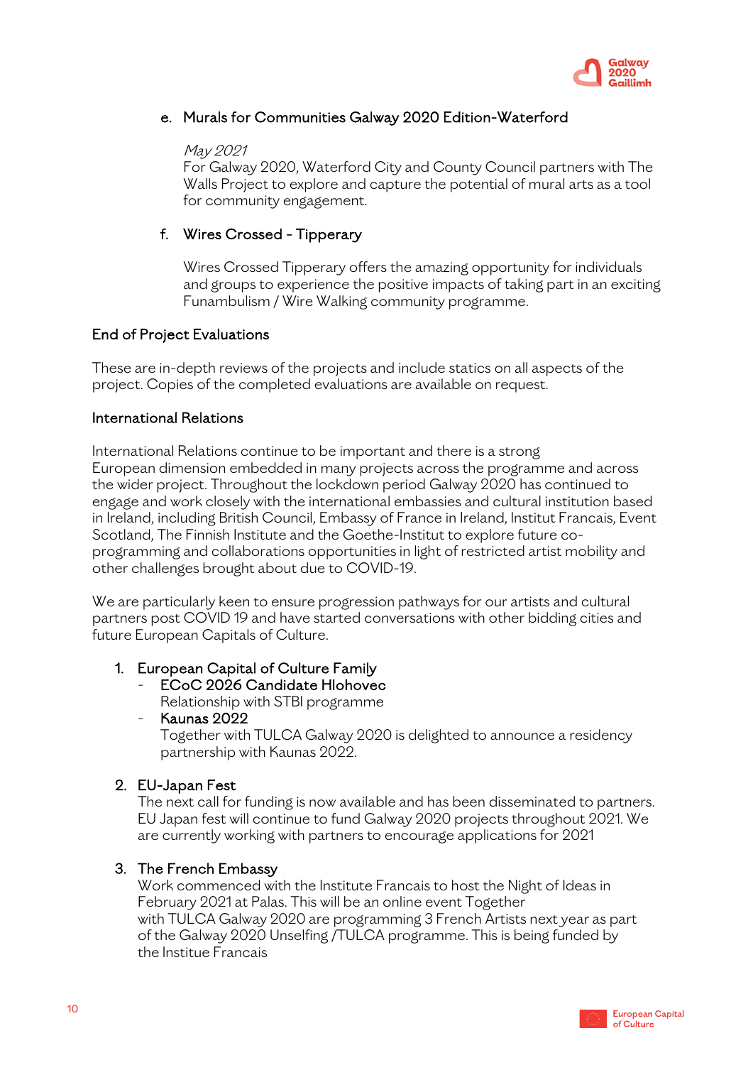e. Murals for Communities Galway 2020 Edition-Waterford

*May 2021*
For Galway 2020, Waterford City and County Council partners with The Walls Project to explore and capture the potential of mural arts as a tool for community engagement.

f. Wires Crossed - Tipperary

Wires Crossed Tipperary offers the amazing opportunity for individuals and groups to experience the positive impacts of taking part in an exciting Funambulism / Wire Walking community programme.

## End of Project Evaluations

These are in-depth reviews of the projects and include statics on all aspects of the project. Copies of the completed evaluations are available on request.

## International Relations

International Relations continue to be important and there is a strong European dimension embedded in many projects across the programme and across the wider project. Throughout the lockdown period Galway 2020 has continued to engage and work closely with the international embassies and cultural institution based in Ireland, including British Council, Embassy of France in Ireland, Institut Francais, Event Scotland, The Finnish Institute and the Goethe-Institut to explore future co-programming and collaborations opportunities in light of restricted artist mobility and other challenges brought about due to COVID-19.

We are particularly keen to ensure progression pathways for our artists and cultural partners post COVID 19 and have started conversations with other bidding cities and future European Capitals of Culture.

1. European Capital of Culture Family
   - ECoC 2026 Candidate Hlohovec
     Relationship with STBI programme
   - Kaunas 2022
     Together with TULCA Galway 2020 is delighted to announce a residency partnership with Kaunas 2022.

2. EU-Japan Fest
   The next call for funding is now available and has been disseminated to partners. EU Japan fest will continue to fund Galway 2020 projects throughout 2021. We are currently working with partners to encourage applications for 2021

3. The French Embassy
   Work commenced with the Institute Francais to host the Night of Ideas in February 2021 at Palas. This will be an online event Together with TULCA Galway 2020 are programming 3 French Artists next year as part of the Galway 2020 Unselfing /TULCA programme. This is being funded by the Institue Francais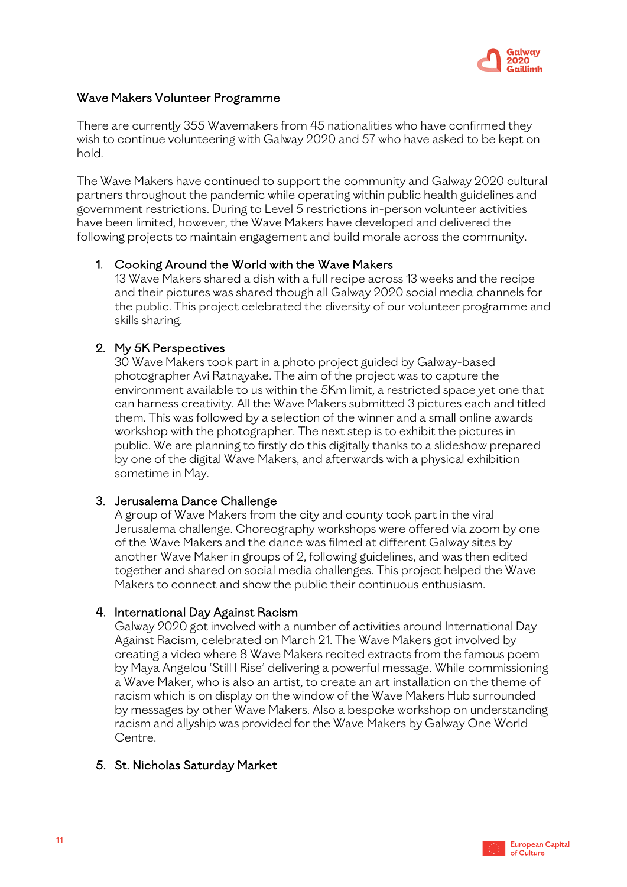## Wave Makers Volunteer Programme

There are currently 355 Wavemakers from 45 nationalities who have confirmed they wish to continue volunteering with Galway 2020 and 57 who have asked to be kept on hold.

The Wave Makers have continued to support the community and Galway 2020 cultural partners throughout the pandemic while operating within public health guidelines and government restrictions. During to Level 5 restrictions in-person volunteer activities have been limited, however, the Wave Makers have developed and delivered the following projects to maintain engagement and build morale across the community.

1. Cooking Around the World with the Wave Makers
   13 Wave Makers shared a dish with a full recipe across 13 weeks and the recipe and their pictures was shared though all Galway 2020 social media channels for the public. This project celebrated the diversity of our volunteer programme and skills sharing.

2. My 5K Perspectives
   30 Wave Makers took part in a photo project guided by Galway-based photographer Avi Ratnayake. The aim of the project was to capture the environment available to us within the 5Km limit, a restricted space yet one that can harness creativity. All the Wave Makers submitted 3 pictures each and titled them. This was followed by a selection of the winner and a small online awards workshop with the photographer. The next step is to exhibit the pictures in public. We are planning to firstly do this digitally thanks to a slideshow prepared by one of the digital Wave Makers, and afterwards with a physical exhibition sometime in May.

3. Jerusalema Dance Challenge
   A group of Wave Makers from the city and county took part in the viral Jerusalema challenge. Choreography workshops were offered via zoom by one of the Wave Makers and the dance was filmed at different Galway sites by another Wave Maker in groups of 2, following guidelines, and was then edited together and shared on social media challenges. This project helped the Wave Makers to connect and show the public their continuous enthusiasm.

4. International Day Against Racism
   Galway 2020 got involved with a number of activities around International Day Against Racism, celebrated on March 21. The Wave Makers got involved by creating a video where 8 Wave Makers recited extracts from the famous poem by Maya Angelou 'Still I Rise' delivering a powerful message. While commissioning a Wave Maker, who is also an artist, to create an art installation on the theme of racism which is on display on the window of the Wave Makers Hub surrounded by messages by other Wave Makers. Also a bespoke workshop on understanding racism and allyship was provided for the Wave Makers by Galway One World Centre.

5. St. Nicholas Saturday Market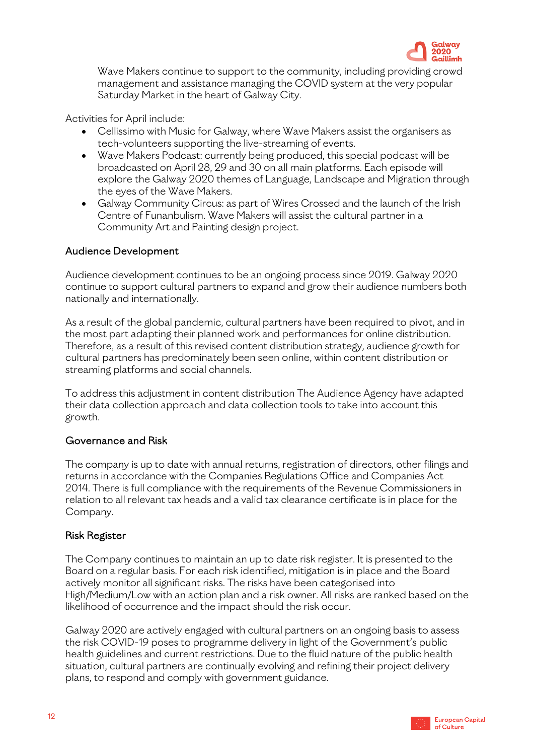Wave Makers continue to support to the community, including providing crowd management and assistance managing the COVID system at the very popular Saturday Market in the heart of Galway City.

Activities for April include:

- Cellissimo with Music for Galway, where Wave Makers assist the organisers as tech-volunteers supporting the live-streaming of events.
- Wave Makers Podcast: currently being produced, this special podcast will be broadcasted on April 28, 29 and 30 on all main platforms. Each episode will explore the Galway 2020 themes of Language, Landscape and Migration through the eyes of the Wave Makers.
- Galway Community Circus: as part of Wires Crossed and the launch of the Irish Centre of Funambulism. Wave Makers will assist the cultural partner in a Community Art and Painting design project.

## Audience Development

Audience development continues to be an ongoing process since 2019. Galway 2020 continue to support cultural partners to expand and grow their audience numbers both nationally and internationally.

As a result of the global pandemic, cultural partners have been required to pivot, and in the most part adapting their planned work and performances for online distribution. Therefore, as a result of this revised content distribution strategy, audience growth for cultural partners has predominately been seen online, within content distribution or streaming platforms and social channels.

To address this adjustment in content distribution The Audience Agency have adapted their data collection approach and data collection tools to take into account this growth.

## Governance and Risk

The company is up to date with annual returns, registration of directors, other filings and returns in accordance with the Companies Regulations Office and Companies Act 2014. There is full compliance with the requirements of the Revenue Commissioners in relation to all relevant tax heads and a valid tax clearance certificate is in place for the Company.

## Risk Register

The Company continues to maintain an up to date risk register. It is presented to the Board on a regular basis. For each risk identified, mitigation is in place and the Board actively monitor all significant risks. The risks have been categorised into High/Medium/Low with an action plan and a risk owner. All risks are ranked based on the likelihood of occurrence and the impact should the risk occur.

Galway 2020 are actively engaged with cultural partners on an ongoing basis to assess the risk COVID-19 poses to programme delivery in light of the Government's public health guidelines and current restrictions. Due to the fluid nature of the public health situation, cultural partners are continually evolving and refining their project delivery plans, to respond and comply with government guidance.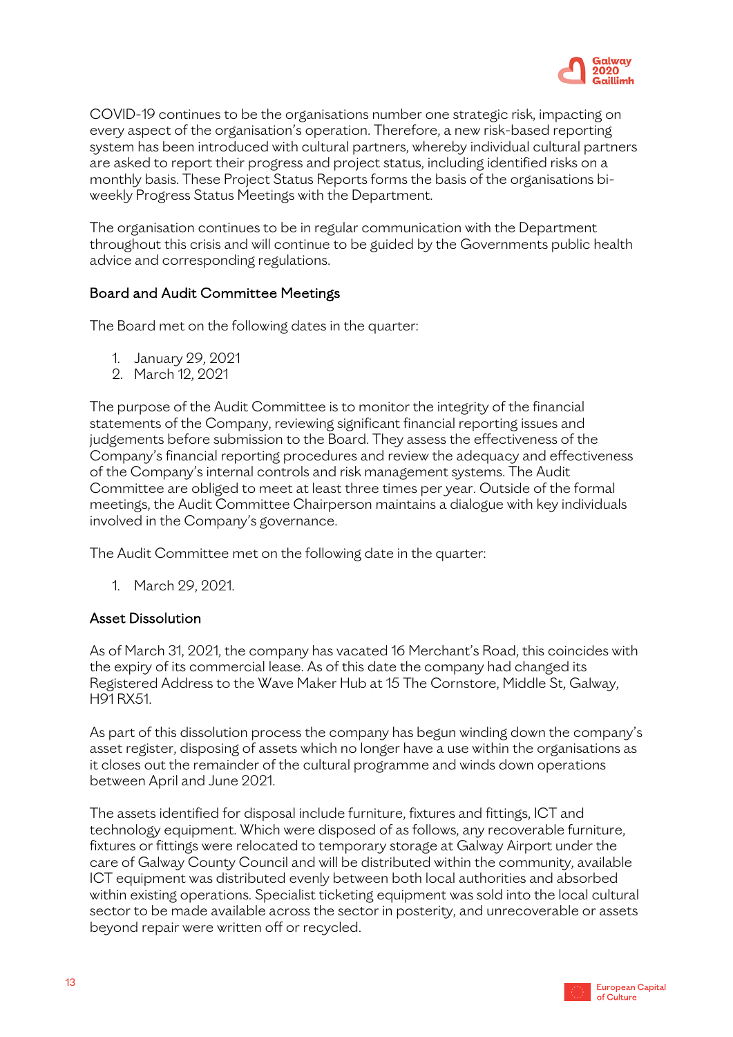COVID-19 continues to be the organisations number one strategic risk, impacting on every aspect of the organisation's operation. Therefore, a new risk-based reporting system has been introduced with cultural partners, whereby individual cultural partners are asked to report their progress and project status, including identified risks on a monthly basis. These Project Status Reports forms the basis of the organisations bi-weekly Progress Status Meetings with the Department.

The organisation continues to be in regular communication with the Department throughout this crisis and will continue to be guided by the Governments public health advice and corresponding regulations.

### Board and Audit Committee Meetings

The Board met on the following dates in the quarter:

1. January 29, 2021
2. March 12, 2021

The purpose of the Audit Committee is to monitor the integrity of the financial statements of the Company, reviewing significant financial reporting issues and judgements before submission to the Board. They assess the effectiveness of the Company's financial reporting procedures and review the adequacy and effectiveness of the Company's internal controls and risk management systems. The Audit Committee are obliged to meet at least three times per year. Outside of the formal meetings, the Audit Committee Chairperson maintains a dialogue with key individuals involved in the Company's governance.

The Audit Committee met on the following date in the quarter:

1. March 29, 2021.

### Asset Dissolution

As of March 31, 2021, the company has vacated 16 Merchant's Road, this coincides with the expiry of its commercial lease. As of this date the company had changed its Registered Address to the Wave Maker Hub at 15 The Cornstore, Middle St, Galway, H91 RX51.

As part of this dissolution process the company has begun winding down the company's asset register, disposing of assets which no longer have a use within the organisations as it closes out the remainder of the cultural programme and winds down operations between April and June 2021.

The assets identified for disposal include furniture, fixtures and fittings, ICT and technology equipment. Which were disposed of as follows, any recoverable furniture, fixtures or fittings were relocated to temporary storage at Galway Airport under the care of Galway County Council and will be distributed within the community, available ICT equipment was distributed evenly between both local authorities and absorbed within existing operations. Specialist ticketing equipment was sold into the local cultural sector to be made available across the sector in posterity, and unrecoverable or assets beyond repair were written off or recycled.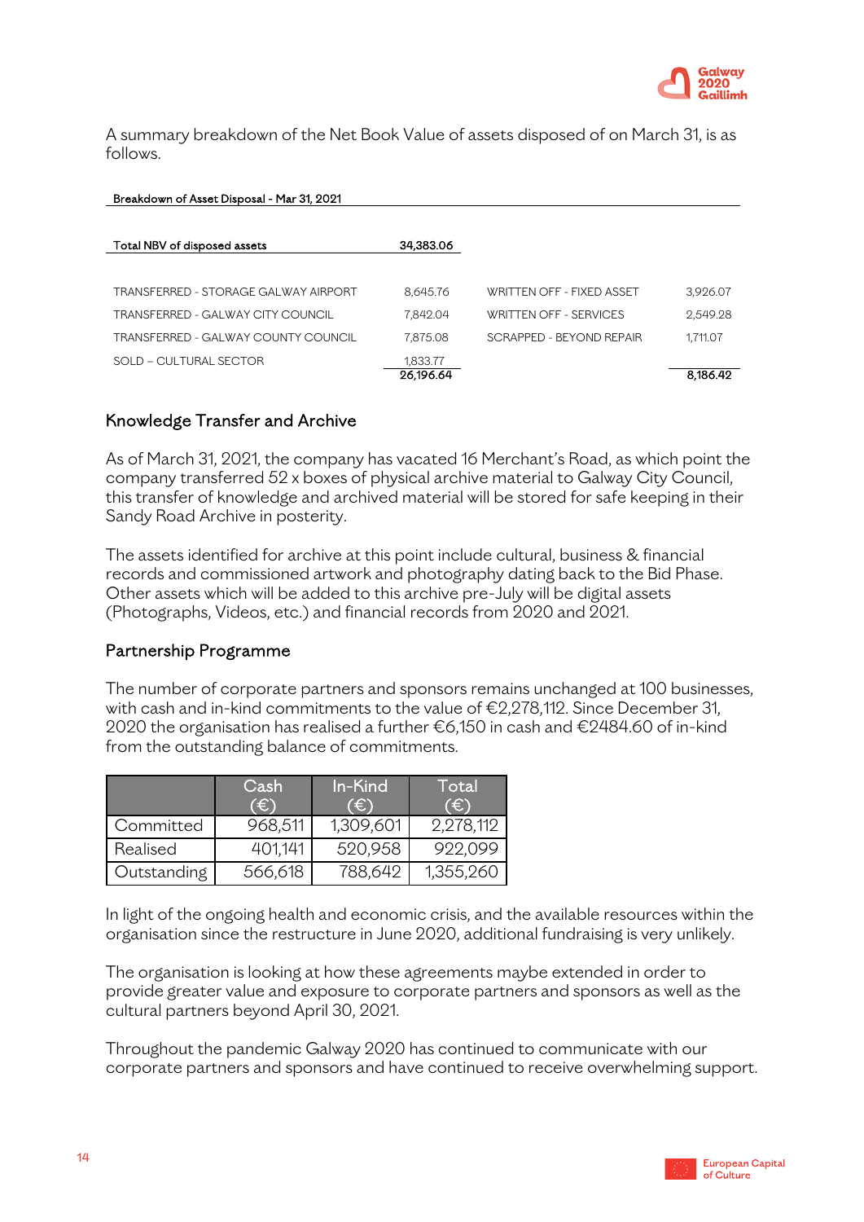A summary breakdown of the Net Book Value of assets disposed of on March 31, is as follows.

**Breakdown of Asset Disposal - Mar 31, 2021**

| Total NBV of disposed assets | 34,383.06 | | |
|---|---|---|---|
| TRANSFERRED - STORAGE GALWAY AIRPORT | 8,645.76 | WRITTEN OFF - FIXED ASSET | 3,926.07 |
| TRANSFERRED - GALWAY CITY COUNCIL | 7,842.04 | WRITTEN OFF - SERVICES | 2,549.28 |
| TRANSFERRED - GALWAY COUNTY COUNCIL | 7,875.08 | SCRAPPED - BEYOND REPAIR | 1,711.07 |
| SOLD – CULTURAL SECTOR | 1,833.77 | | |
| | **26,196.64** | | **8,186.42** |

## Knowledge Transfer and Archive

As of March 31, 2021, the company has vacated 16 Merchant's Road, as which point the company transferred 52 x boxes of physical archive material to Galway City Council, this transfer of knowledge and archived material will be stored for safe keeping in their Sandy Road Archive in posterity.

The assets identified for archive at this point include cultural, business & financial records and commissioned artwork and photography dating back to the Bid Phase. Other assets which will be added to this archive pre-July will be digital assets (Photographs, Videos, etc.) and financial records from 2020 and 2021.

## Partnership Programme

The number of corporate partners and sponsors remains unchanged at 100 businesses, with cash and in-kind commitments to the value of €2,278,112. Since December 31, 2020 the organisation has realised a further €6,150 in cash and €2484.60 of in-kind from the outstanding balance of commitments.

| | Cash (€) | In-Kind (€) | Total (€) |
|---|---|---|---|
| Committed | 968,511 | 1,309,601 | 2,278,112 |
| Realised | 401,141 | 520,958 | 922,099 |
| Outstanding | 566,618 | 788,642 | 1,355,260 |

In light of the ongoing health and economic crisis, and the available resources within the organisation since the restructure in June 2020, additional fundraising is very unlikely.

The organisation is looking at how these agreements maybe extended in order to provide greater value and exposure to corporate partners and sponsors as well as the cultural partners beyond April 30, 2021.

Throughout the pandemic Galway 2020 has continued to communicate with our corporate partners and sponsors and have continued to receive overwhelming support.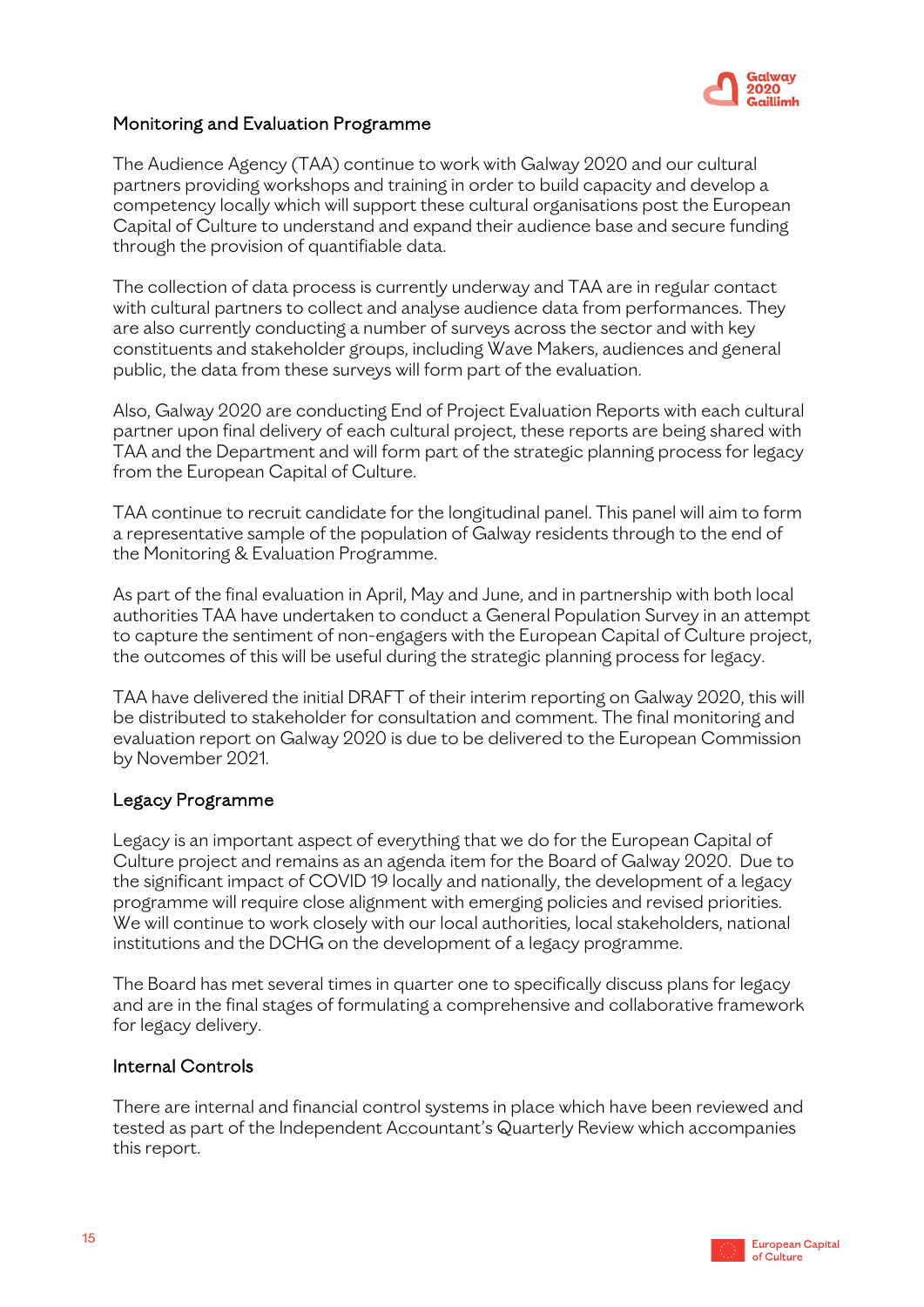## Monitoring and Evaluation Programme

The Audience Agency (TAA) continue to work with Galway 2020 and our cultural partners providing workshops and training in order to build capacity and develop a competency locally which will support these cultural organisations post the European Capital of Culture to understand and expand their audience base and secure funding through the provision of quantifiable data.

The collection of data process is currently underway and TAA are in regular contact with cultural partners to collect and analyse audience data from performances. They are also currently conducting a number of surveys across the sector and with key constituents and stakeholder groups, including Wave Makers, audiences and general public, the data from these surveys will form part of the evaluation.

Also, Galway 2020 are conducting End of Project Evaluation Reports with each cultural partner upon final delivery of each cultural project, these reports are being shared with TAA and the Department and will form part of the strategic planning process for legacy from the European Capital of Culture.

TAA continue to recruit candidate for the longitudinal panel. This panel will aim to form a representative sample of the population of Galway residents through to the end of the Monitoring & Evaluation Programme.

As part of the final evaluation in April, May and June, and in partnership with both local authorities TAA have undertaken to conduct a General Population Survey in an attempt to capture the sentiment of non-engagers with the European Capital of Culture project, the outcomes of this will be useful during the strategic planning process for legacy.

TAA have delivered the initial DRAFT of their interim reporting on Galway 2020, this will be distributed to stakeholder for consultation and comment. The final monitoring and evaluation report on Galway 2020 is due to be delivered to the European Commission by November 2021.

## Legacy Programme

Legacy is an important aspect of everything that we do for the European Capital of Culture project and remains as an agenda item for the Board of Galway 2020. Due to the significant impact of COVID 19 locally and nationally, the development of a legacy programme will require close alignment with emerging policies and revised priorities. We will continue to work closely with our local authorities, local stakeholders, national institutions and the DCHG on the development of a legacy programme.

The Board has met several times in quarter one to specifically discuss plans for legacy and are in the final stages of formulating a comprehensive and collaborative framework for legacy delivery.

## Internal Controls

There are internal and financial control systems in place which have been reviewed and tested as part of the Independent Accountant's Quarterly Review which accompanies this report.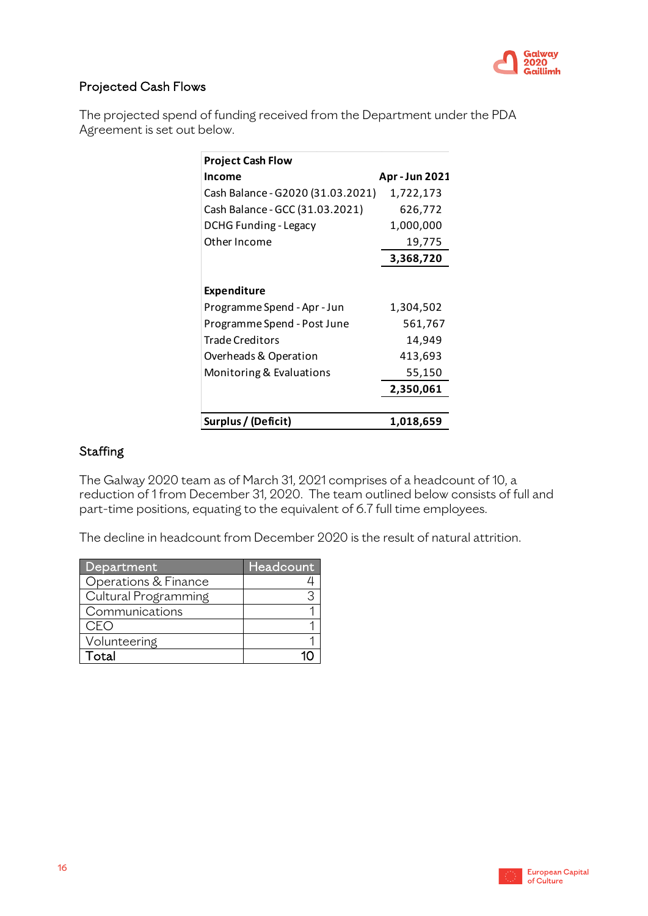## Projected Cash Flows

The projected spend of funding received from the Department under the PDA Agreement is set out below.

| Project Cash Flow | |
|---|---|
| **Income** | **Apr - Jun 2021** |
| Cash Balance - G2020 (31.03.2021) | 1,722,173 |
| Cash Balance - GCC (31.03.2021) | 626,772 |
| DCHG Funding - Legacy | 1,000,000 |
| Other Income | 19,775 |
| | **3,368,720** |
| | |
| **Expenditure** | |
| Programme Spend - Apr - Jun | 1,304,502 |
| Programme Spend - Post June | 561,767 |
| Trade Creditors | 14,949 |
| Overheads & Operation | 413,693 |
| Monitoring & Evaluations | 55,150 |
| | **2,350,061** |
| | |
| **Surplus / (Deficit)** | **1,018,659** |

## Staffing

The Galway 2020 team as of March 31, 2021 comprises of a headcount of 10, a reduction of 1 from December 31, 2020. The team outlined below consists of full and part-time positions, equating to the equivalent of 6.7 full time employees.

The decline in headcount from December 2020 is the result of natural attrition.

| Department | Headcount |
|---|---|
| Operations & Finance | 4 |
| Cultural Programming | 3 |
| Communications | 1 |
| CEO | 1 |
| Volunteering | 1 |
| Total | 10 |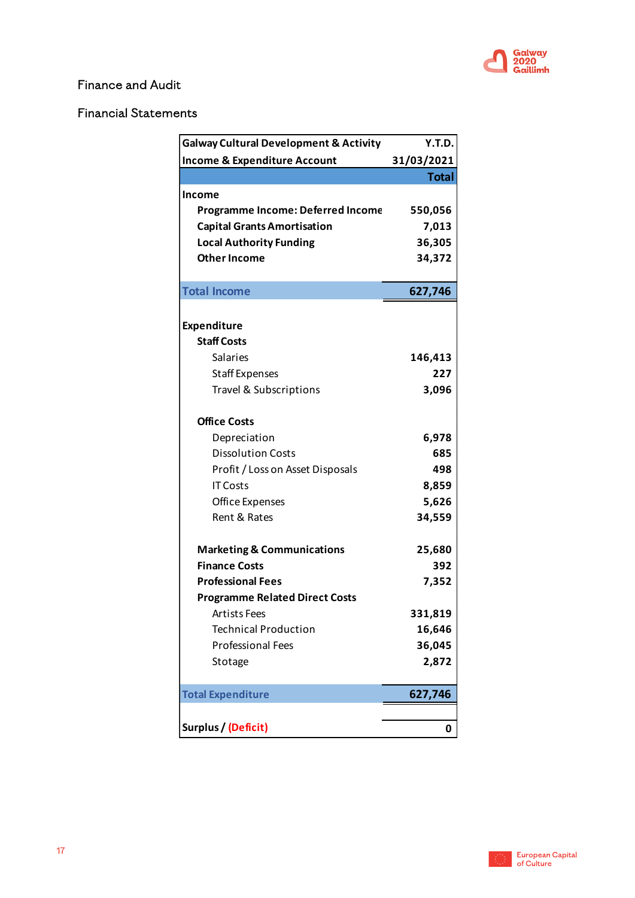Finance and Audit

Financial Statements

| Galway Cultural Development & Activity Income & Expenditure Account | Y.T.D. 31/03/2021 |
|---|---|
| | **Total** |
| **Income** | |
| **Programme Income: Deferred Income** | **550,056** |
| **Capital Grants Amortisation** | **7,013** |
| **Local Authority Funding** | **36,305** |
| **Other Income** | **34,372** |
| **Total Income** | **627,746** |
| **Expenditure** | |
| **Staff Costs** | |
| Salaries | **146,413** |
| Staff Expenses | **227** |
| Travel & Subscriptions | **3,096** |
| **Office Costs** | |
| Depreciation | **6,978** |
| Dissolution Costs | **685** |
| Profit / Loss on Asset Disposals | **498** |
| IT Costs | **8,859** |
| Office Expenses | **5,626** |
| Rent & Rates | **34,559** |
| **Marketing & Communications** | **25,680** |
| **Finance Costs** | **392** |
| **Professional Fees** | **7,352** |
| **Programme Related Direct Costs** | |
| Artists Fees | **331,819** |
| Technical Production | **16,646** |
| Professional Fees | **36,045** |
| Stotage | **2,872** |
| **Total Expenditure** | **627,746** |
| **Surplus / (Deficit)** | **0** |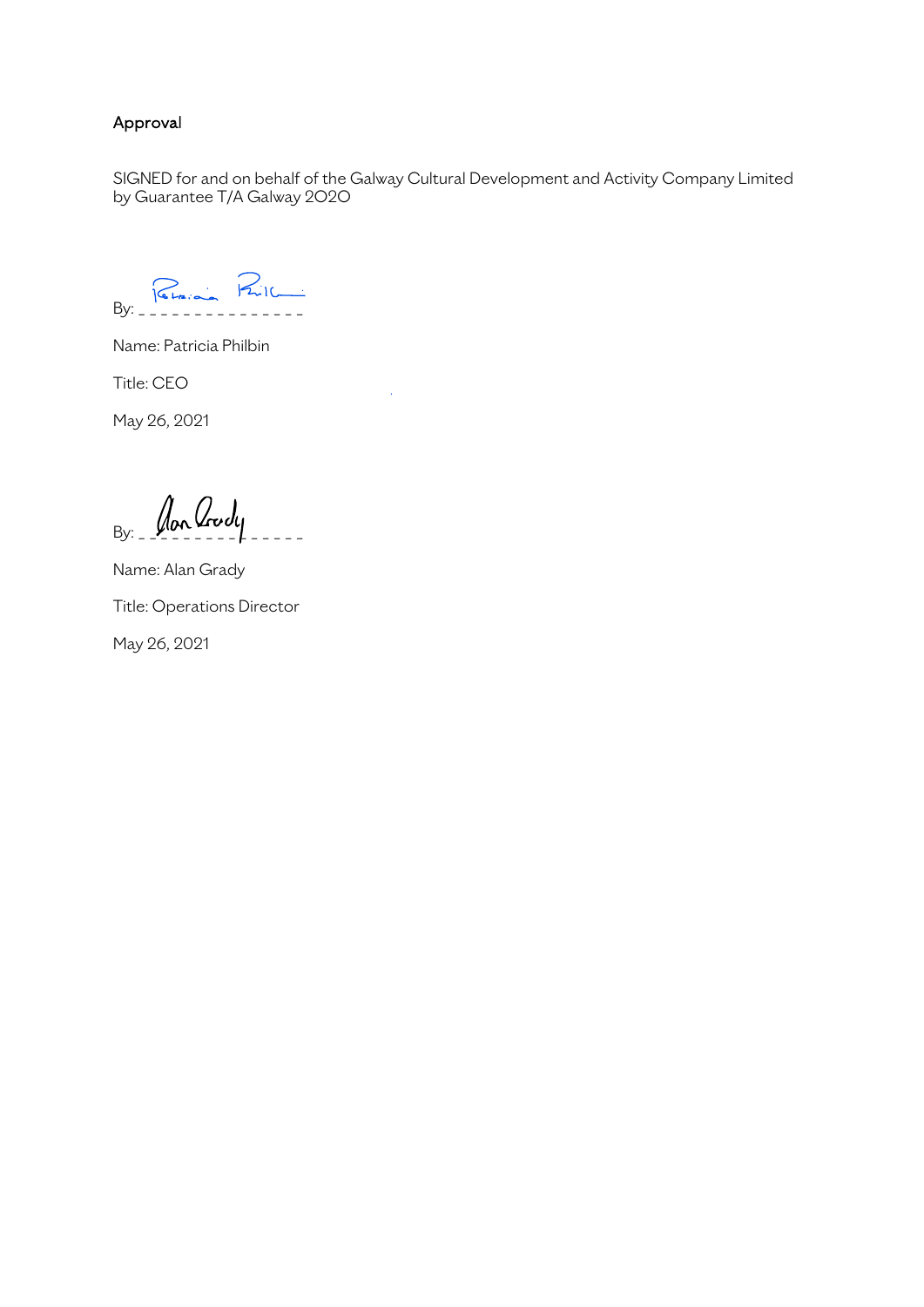## Approval

SIGNED for and on behalf of the Galway Cultural Development and Activity Company Limited by Guarantee T/A Galway 2020

By: _ _ _ _ _ _ _ _ _ _ _ _ _ _ _

Name: Patricia Philbin

Title: CEO

May 26, 2021

By: _ _ _ _ _ _ _ _ _ _ _ _ _ _ _

Name: Alan Grady

Title: Operations Director

May 26, 2021